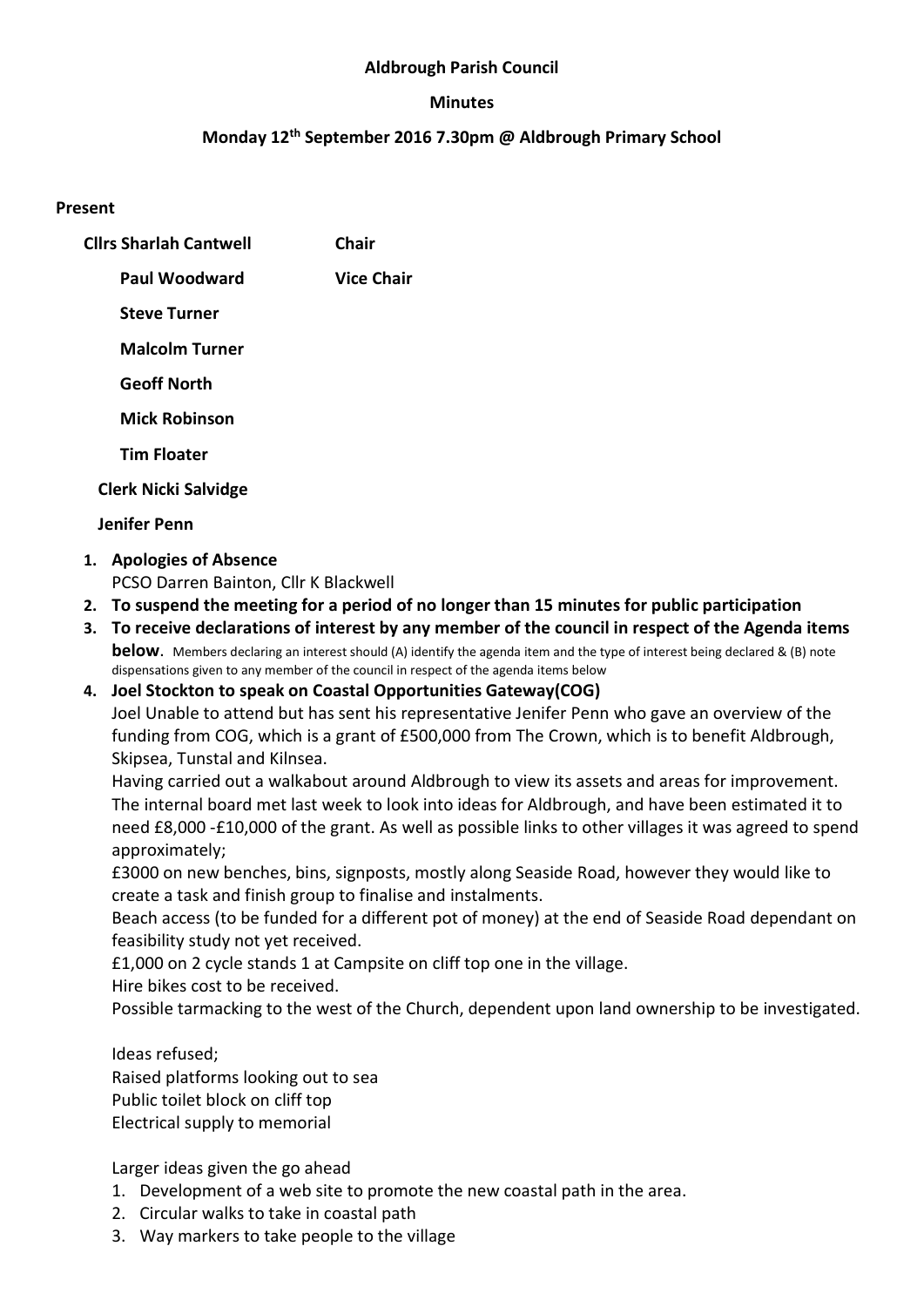**Aldbrough Parish Council**

**Minutes**

**Monday 12th September 2016 7.30pm @ Aldbrough Primary School**

**Present**

**Cllrs Sharlah Cantwell** **Chair**

**Paul Woodward** **Vice Chair**

**Steve Turner**

**Malcolm Turner**

**Geoff North**

**Mick Robinson**

**Tim Floater**

**Clerk Nicki Salvidge**

**Jenifer Penn**

1. **Apologies of Absence**
   PCSO Darren Bainton, Cllr K Blackwell
2. **To suspend the meeting for a period of no longer than 15 minutes for public participation**
3. **To receive declarations of interest by any member of the council in respect of the Agenda items below**. Members declaring an interest should (A) identify the agenda item and the type of interest being declared & (B) note dispensations given to any member of the council in respect of the agenda items below
4. **Joel Stockton to speak on Coastal Opportunities Gateway(COG)**
   Joel Unable to attend but has sent his representative Jenifer Penn who gave an overview of the funding from COG, which is a grant of £500,000 from The Crown, which is to benefit Aldbrough, Skipsea, Tunstal and Kilnsea.
   Having carried out a walkabout around Aldbrough to view its assets and areas for improvement. The internal board met last week to look into ideas for Aldbrough, and have been estimated it to need £8,000 -£10,000 of the grant. As well as possible links to other villages it was agreed to spend approximately;
   £3000 on new benches, bins, signposts, mostly along Seaside Road, however they would like to create a task and finish group to finalise and instalments.
   Beach access (to be funded for a different pot of money) at the end of Seaside Road dependant on feasibility study not yet received.
   £1,000 on 2 cycle stands 1 at Campsite on cliff top one in the village.
   Hire bikes cost to be received.
   Possible tarmacking to the west of the Church, dependent upon land ownership to be investigated.

   Ideas refused;
   Raised platforms looking out to sea
   Public toilet block on cliff top
   Electrical supply to memorial

   Larger ideas given the go ahead
   1. Development of a web site to promote the new coastal path in the area.
   2. Circular walks to take in coastal path
   3. Way markers to take people to the village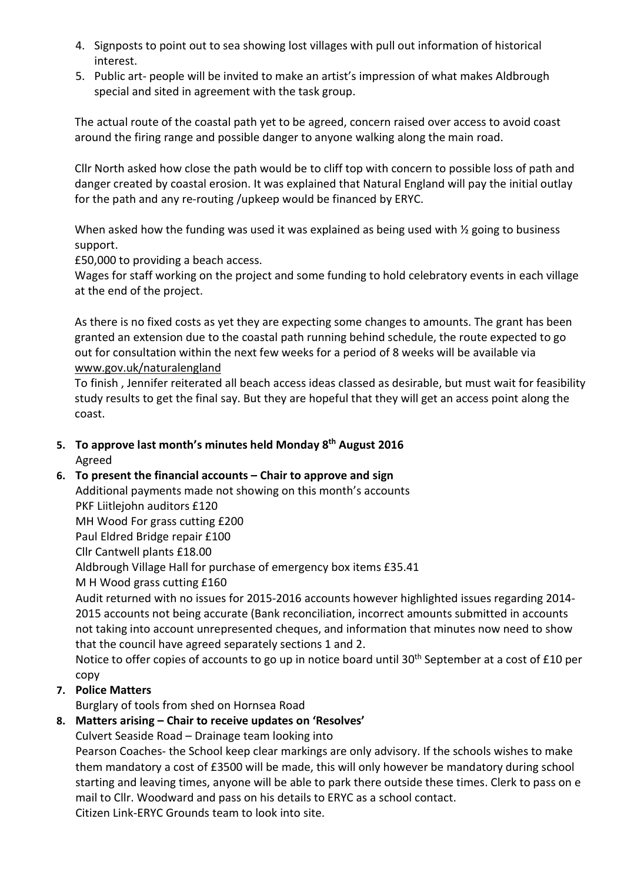4. Signposts to point out to sea showing lost villages with pull out information of historical interest.
5. Public art- people will be invited to make an artist's impression of what makes Aldbrough special and sited in agreement with the task group.

The actual route of the coastal path yet to be agreed, concern raised over access to avoid coast around the firing range and possible danger to anyone walking along the main road.

Cllr North asked how close the path would be to cliff top with concern to possible loss of path and danger created by coastal erosion. It was explained that Natural England will pay the initial outlay for the path and any re-routing /upkeep would be financed by ERYC.

When asked how the funding was used it was explained as being used with ½ going to business support.
£50,000 to providing a beach access.
Wages for staff working on the project and some funding to hold celebratory events in each village at the end of the project.

As there is no fixed costs as yet they are expecting some changes to amounts. The grant has been granted an extension due to the coastal path running behind schedule, the route expected to go out for consultation within the next few weeks for a period of 8 weeks will be available via www.gov.uk/naturalengland
To finish , Jennifer reiterated all beach access ideas classed as desirable, but must wait for feasibility study results to get the final say. But they are hopeful that they will get an access point along the coast.

**5. To approve last month's minutes held Monday 8th August 2016**
Agreed

**6. To present the financial accounts – Chair to approve and sign**
Additional payments made not showing on this month's accounts
PKF Liitlejohn auditors £120
MH Wood For grass cutting £200
Paul Eldred Bridge repair £100
Cllr Cantwell plants £18.00
Aldbrough Village Hall for purchase of emergency box items £35.41
M H Wood grass cutting £160
Audit returned with no issues for 2015-2016 accounts however highlighted issues regarding 2014-2015 accounts not being accurate (Bank reconciliation, incorrect amounts submitted in accounts not taking into account unrepresented cheques, and information that minutes now need to show that the council have agreed separately sections 1 and 2.
Notice to offer copies of accounts to go up in notice board until 30th September at a cost of £10 per copy

**7. Police Matters**
Burglary of tools from shed on Hornsea Road

**8. Matters arising – Chair to receive updates on 'Resolves'**
Culvert Seaside Road – Drainage team looking into
Pearson Coaches- the School keep clear markings are only advisory. If the schools wishes to make them mandatory a cost of £3500 will be made, this will only however be mandatory during school starting and leaving times, anyone will be able to park there outside these times. Clerk to pass on e mail to Cllr. Woodward and pass on his details to ERYC as a school contact.
Citizen Link-ERYC Grounds team to look into site.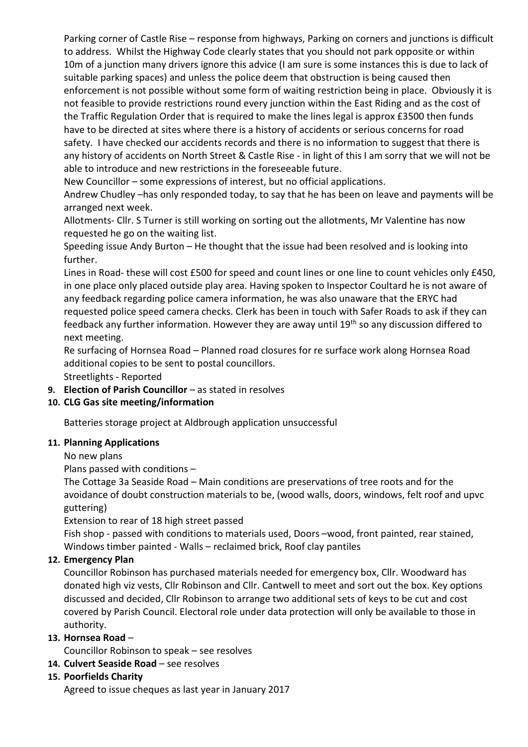Parking corner of Castle Rise – response from highways, Parking on corners and junctions is difficult to address. Whilst the Highway Code clearly states that you should not park opposite or within 10m of a junction many drivers ignore this advice (I am sure is some instances this is due to lack of suitable parking spaces) and unless the police deem that obstruction is being caused then enforcement is not possible without some form of waiting restriction being in place. Obviously it is not feasible to provide restrictions round every junction within the East Riding and as the cost of the Traffic Regulation Order that is required to make the lines legal is approx £3500 then funds have to be directed at sites where there is a history of accidents or serious concerns for road safety. I have checked our accidents records and there is no information to suggest that there is any history of accidents on North Street & Castle Rise - in light of this I am sorry that we will not be able to introduce and new restrictions in the foreseeable future.

New Councillor – some expressions of interest, but no official applications.

Andrew Chudley –has only responded today, to say that he has been on leave and payments will be arranged next week.

Allotments- Cllr. S Turner is still working on sorting out the allotments, Mr Valentine has now requested he go on the waiting list.

Speeding issue Andy Burton – He thought that the issue had been resolved and is looking into further.

Lines in Road- these will cost £500 for speed and count lines or one line to count vehicles only £450, in one place only placed outside play area. Having spoken to Inspector Coultard he is not aware of any feedback regarding police camera information, he was also unaware that the ERYC had requested police speed camera checks. Clerk has been in touch with Safer Roads to ask if they can feedback any further information. However they are away until 19th so any discussion differed to next meeting.

Re surfacing of Hornsea Road – Planned road closures for re surface work along Hornsea Road additional copies to be sent to postal councillors.

Streetlights - Reported

9. **Election of Parish Councillor** – as stated in resolves
10. **CLG Gas site meeting/information**

    Batteries storage project at Aldbrough application unsuccessful

11. **Planning Applications**

    No new plans

    Plans passed with conditions –

    The Cottage 3a Seaside Road – Main conditions are preservations of tree roots and for the avoidance of doubt construction materials to be, (wood walls, doors, windows, felt roof and upvc guttering)

    Extension to rear of 18 high street passed

    Fish shop - passed with conditions to materials used, Doors –wood, front painted, rear stained, Windows timber painted - Walls – reclaimed brick, Roof clay pantiles

12. **Emergency Plan**

    Councillor Robinson has purchased materials needed for emergency box, Cllr. Woodward has donated high viz vests, Cllr Robinson and Cllr. Cantwell to meet and sort out the box. Key options discussed and decided, Cllr Robinson to arrange two additional sets of keys to be cut and cost covered by Parish Council. Electoral role under data protection will only be available to those in authority.

13. **Hornsea Road** –

    Councillor Robinson to speak – see resolves

14. **Culvert Seaside Road** – see resolves
15. **Poorfields Charity**

    Agreed to issue cheques as last year in January 2017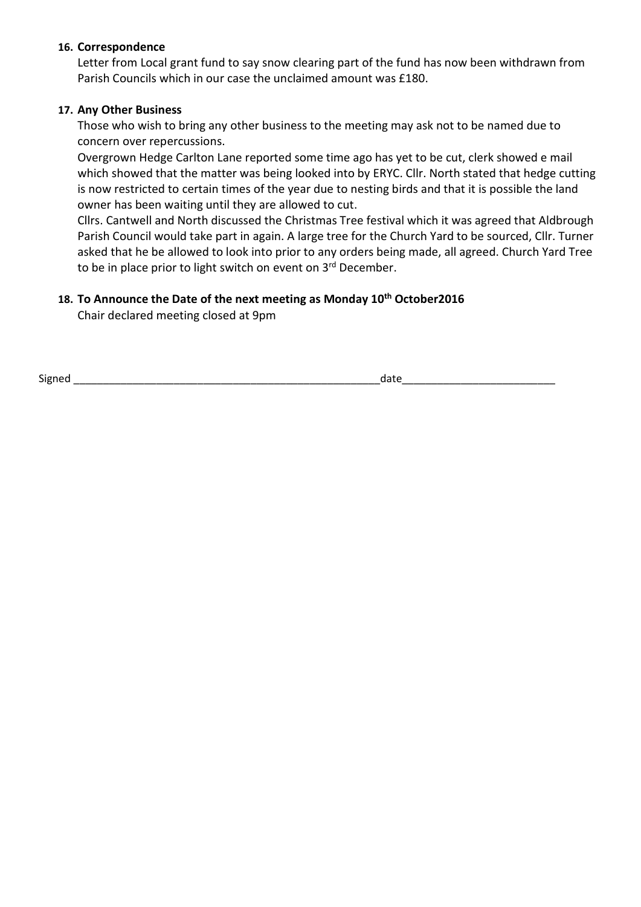16. **Correspondence**

    Letter from Local grant fund to say snow clearing part of the fund has now been withdrawn from Parish Councils which in our case the unclaimed amount was £180.

17. **Any Other Business**

    Those who wish to bring any other business to the meeting may ask not to be named due to concern over repercussions.

    Overgrown Hedge Carlton Lane reported some time ago has yet to be cut, clerk showed e mail which showed that the matter was being looked into by ERYC. Cllr. North stated that hedge cutting is now restricted to certain times of the year due to nesting birds and that it is possible the land owner has been waiting until they are allowed to cut.

    Cllrs. Cantwell and North discussed the Christmas Tree festival which it was agreed that Aldbrough Parish Council would take part in again. A large tree for the Church Yard to be sourced, Cllr. Turner asked that he be allowed to look into prior to any orders being made, all agreed. Church Yard Tree to be in place prior to light switch on event on 3rd December.

18. **To Announce the Date of the next meeting as Monday 10th October2016**

    Chair declared meeting closed at 9pm

Signed ____________________________________________________date__________________________